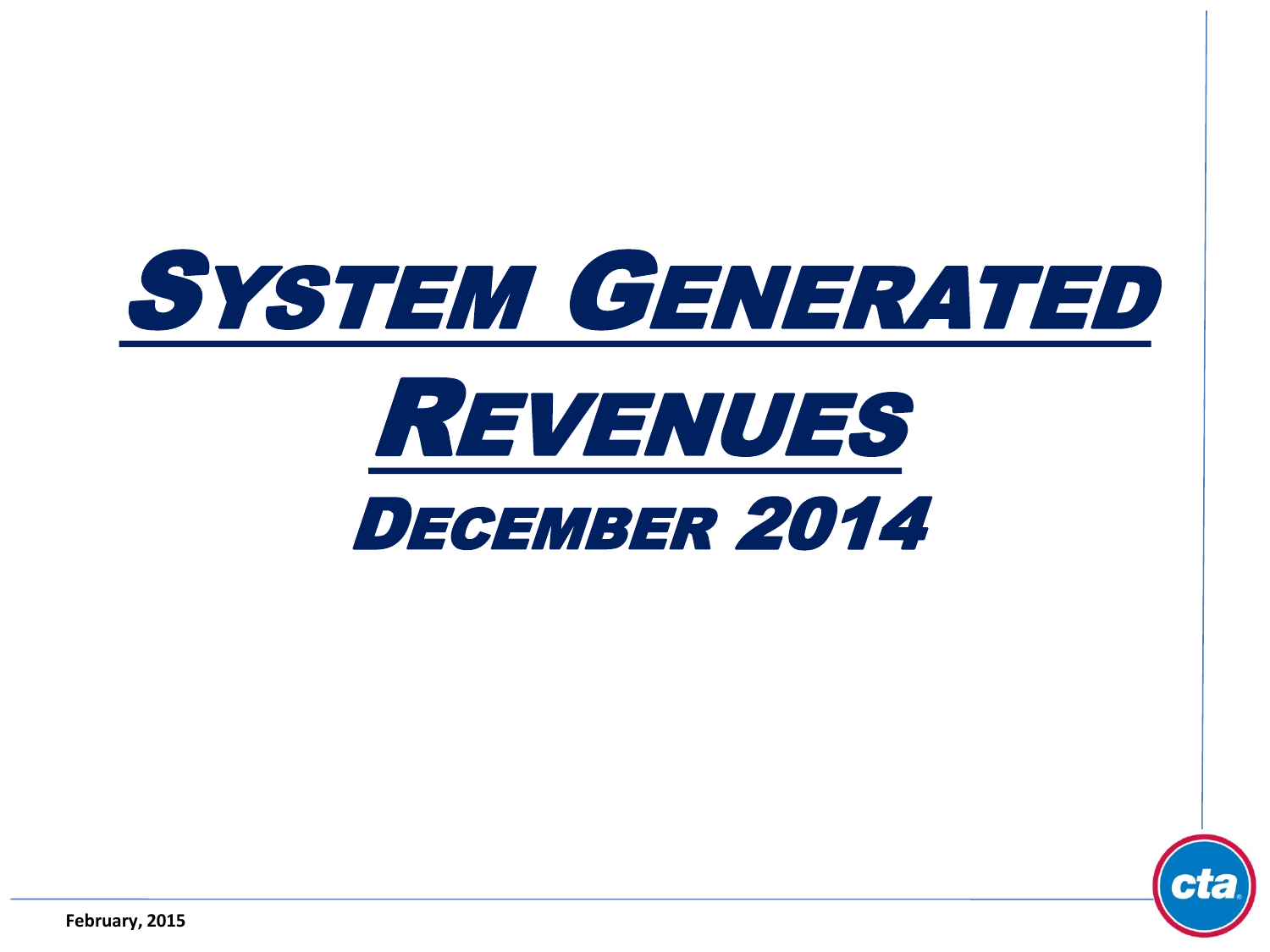# SYSTEM GENERATED REVENUES

## DECEMBER 2014

February, 2015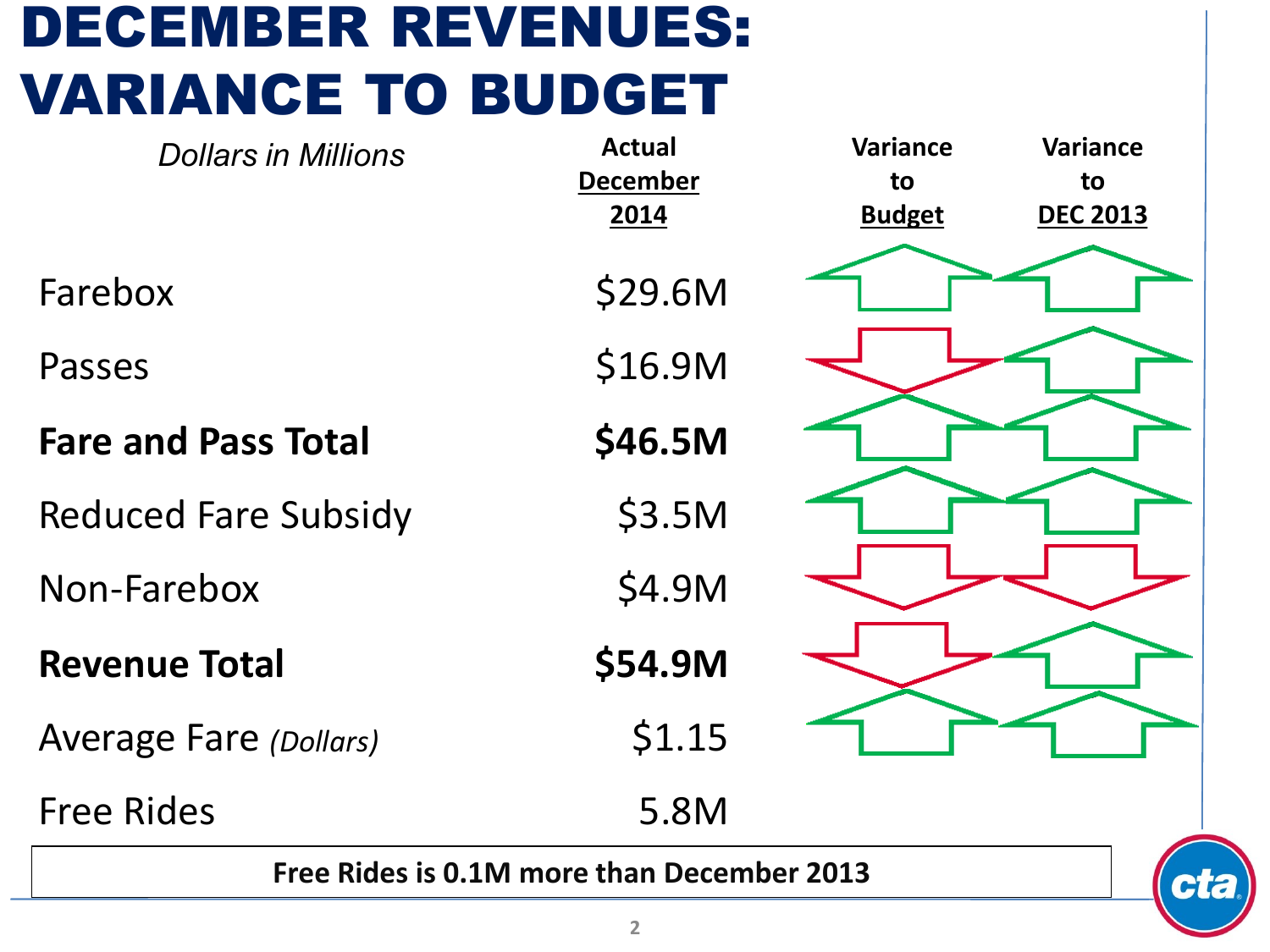# DECEMBER REVENUES: VARIANCE TO BUDGET

| *Dollars in Millions* | Actual December 2014 | Variance to Budget | Variance to DEC 2013 |
|---|---|---|---|
| Farebox | $29.6M | ↑ | ↑ |
| Passes | $16.9M | ↓ | ↑ |
| **Fare and Pass Total** | **$46.5M** | ↑ | ↑ |
| Reduced Fare Subsidy | $3.5M | ↑ | ↑ |
| Non-Farebox | $4.9M | ↓ | ↓ |
| **Revenue Total** | **$54.9M** | ↓ | ↑ |
| Average Fare *(Dollars)* | $1.15 | ↑ | ↑ |
| Free Rides | 5.8M | | |

**Free Rides is 0.1M more than December 2013**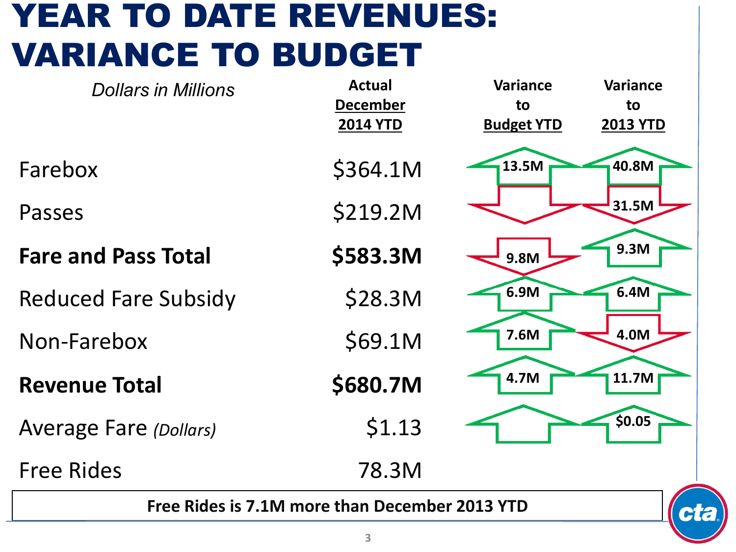# YEAR TO DATE REVENUES: VARIANCE TO BUDGET

| *Dollars in Millions* | Actual December 2014 YTD | Variance to Budget YTD | Variance to 2013 YTD |
|---|---|---|---|
| Farebox | $364.1M | 13.5M | 40.8M |
| Passes | $219.2M | | 31.5M |
| **Fare and Pass Total** | **$583.3M** | 9.8M | 9.3M |
| Reduced Fare Subsidy | $28.3M | 6.9M | 6.4M |
| Non-Farebox | $69.1M | 7.6M | 4.0M |
| **Revenue Total** | **$680.7M** | 4.7M | 11.7M |
| Average Fare *(Dollars)* | $1.13 | | $0.05 |
| Free Rides | 78.3M | | |

**Free Rides is 7.1M more than December 2013 YTD**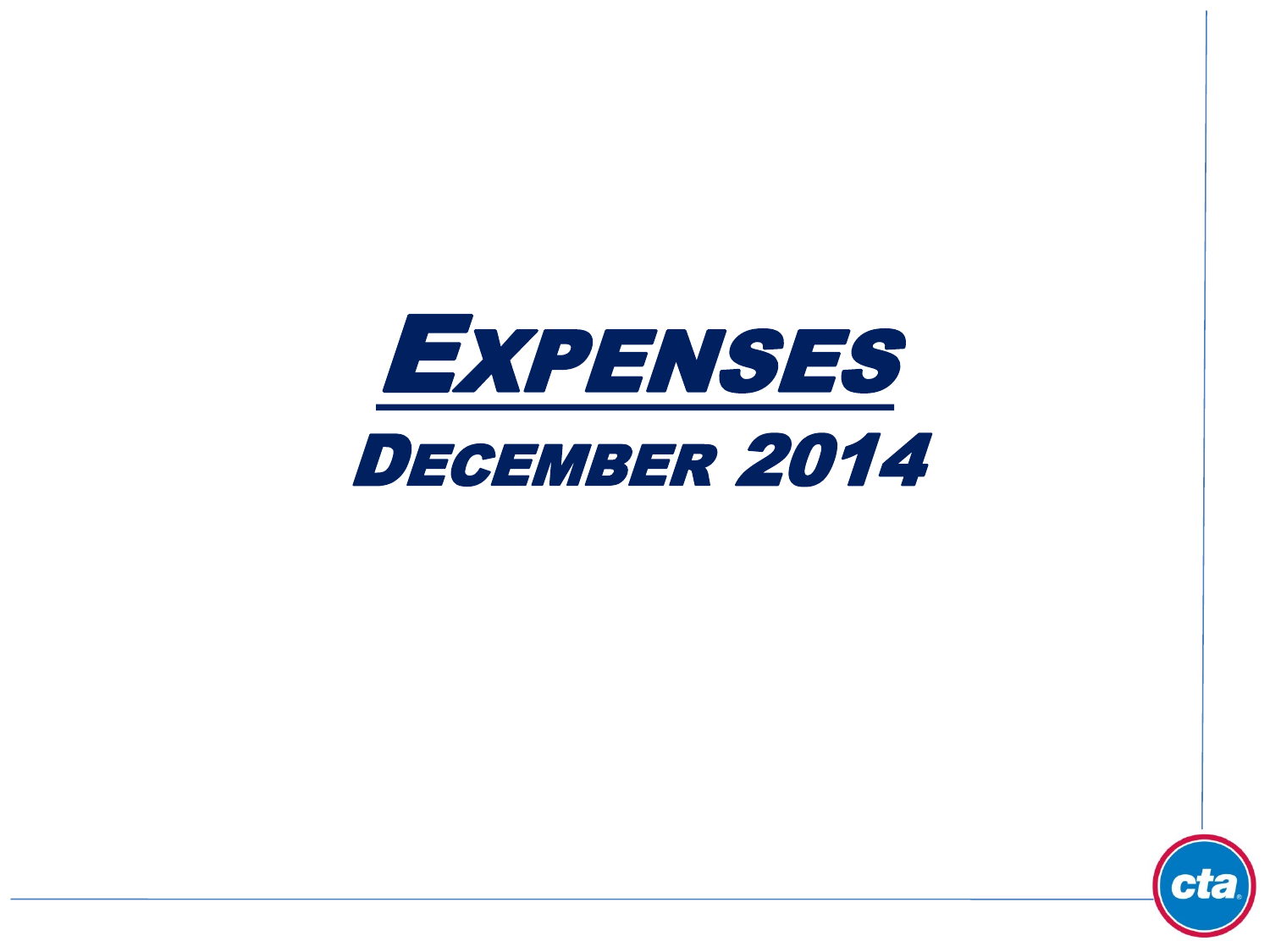# Expenses

## December 2014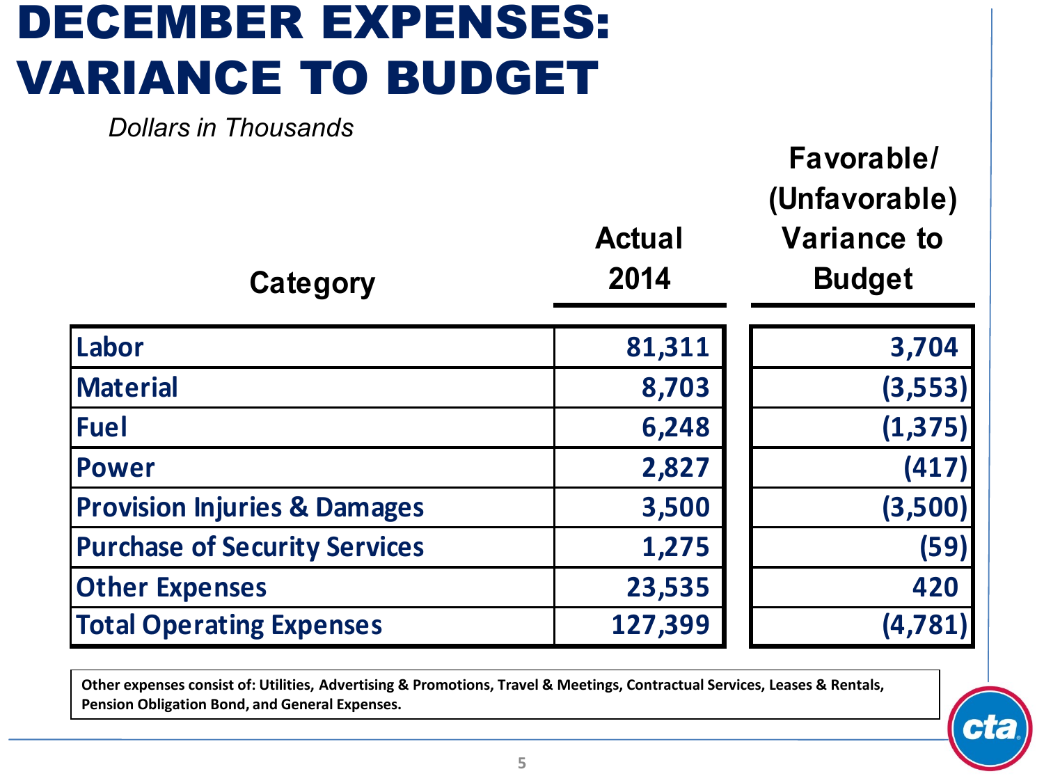# DECEMBER EXPENSES: VARIANCE TO BUDGET

*Dollars in Thousands*

| Category | Actual 2014 | Favorable/ (Unfavorable) Variance to Budget |
|---|---|---|
| Labor | 81,311 | 3,704 |
| Material | 8,703 | (3,553) |
| Fuel | 6,248 | (1,375) |
| Power | 2,827 | (417) |
| Provision Injuries & Damages | 3,500 | (3,500) |
| Purchase of Security Services | 1,275 | (59) |
| Other Expenses | 23,535 | 420 |
| Total Operating Expenses | 127,399 | (4,781) |

**Other expenses consist of: Utilities, Advertising & Promotions, Travel & Meetings, Contractual Services, Leases & Rentals, Pension Obligation Bond, and General Expenses.**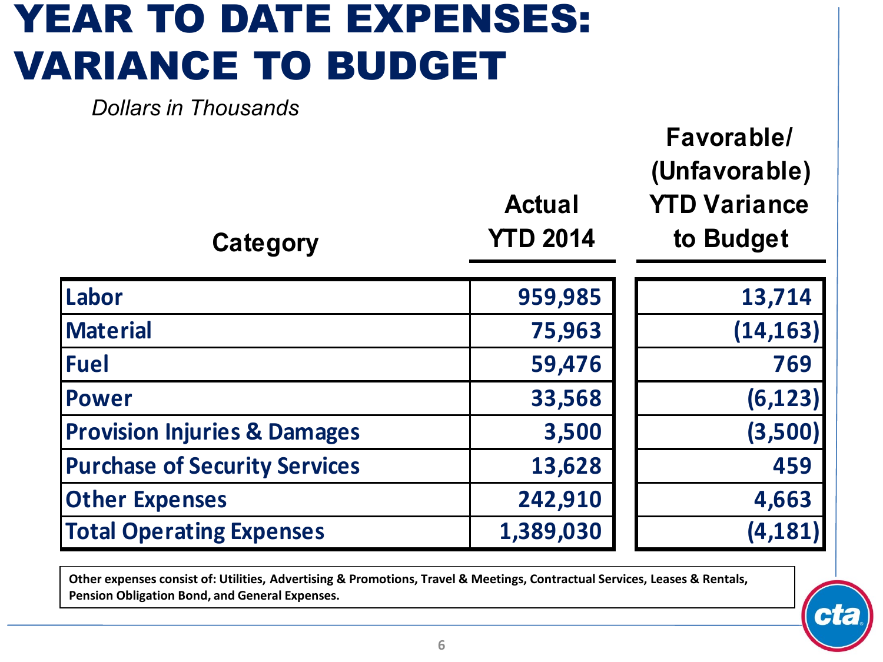# YEAR TO DATE EXPENSES: VARIANCE TO BUDGET

*Dollars in Thousands*

| Category | Actual YTD 2014 | Favorable/ (Unfavorable) YTD Variance to Budget |
|---|---|---|
| Labor | 959,985 | 13,714 |
| Material | 75,963 | (14,163) |
| Fuel | 59,476 | 769 |
| Power | 33,568 | (6,123) |
| Provision Injuries & Damages | 3,500 | (3,500) |
| Purchase of Security Services | 13,628 | 459 |
| Other Expenses | 242,910 | 4,663 |
| Total Operating Expenses | 1,389,030 | (4,181) |

**Other expenses consist of: Utilities, Advertising & Promotions, Travel & Meetings, Contractual Services, Leases & Rentals, Pension Obligation Bond, and General Expenses.**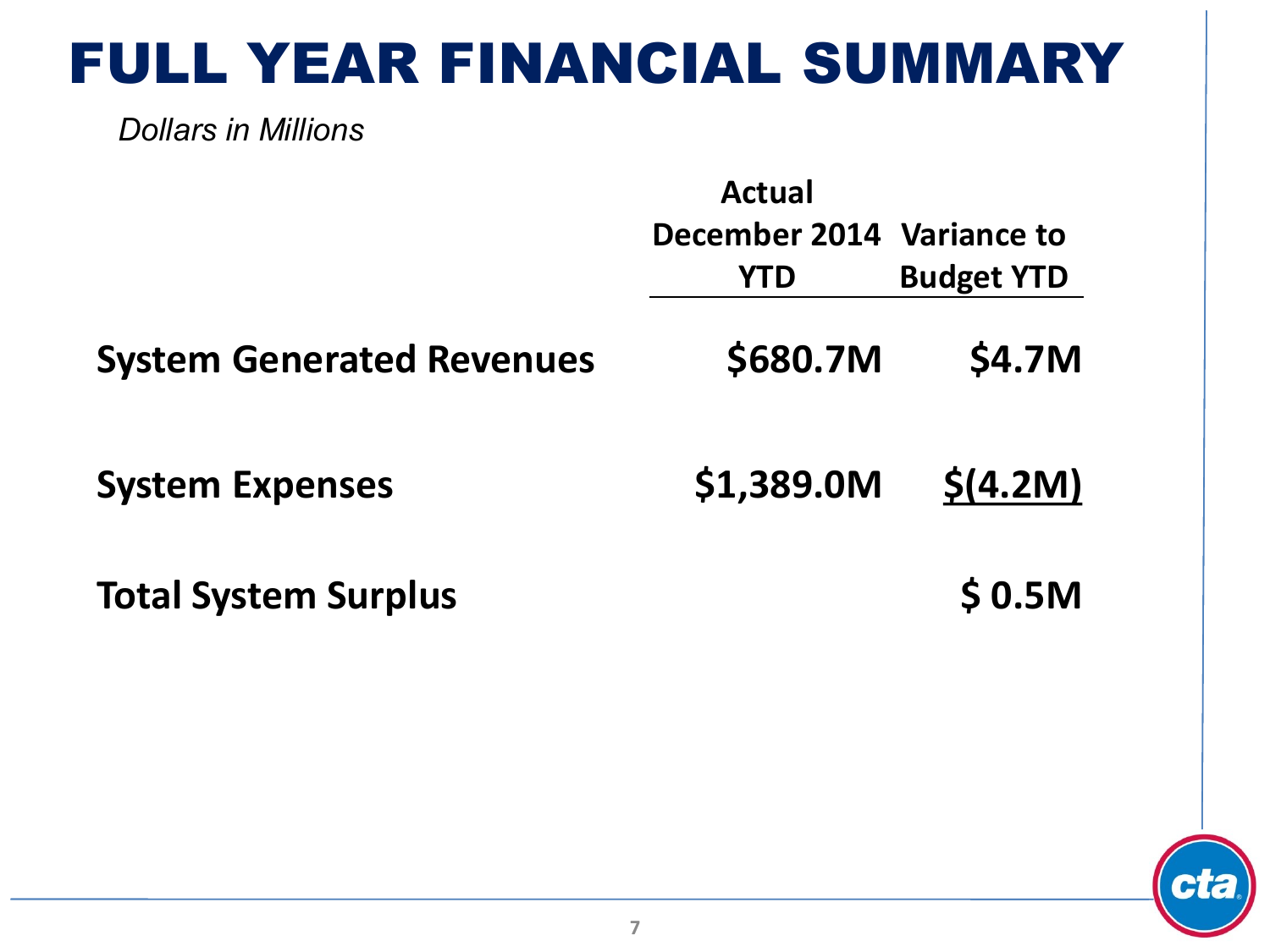# FULL YEAR FINANCIAL SUMMARY

*Dollars in Millions*

| | Actual December 2014 YTD | Variance to Budget YTD |
|---|---|---|
| **System Generated Revenues** | **$680.7M** | **$4.7M** |
| **System Expenses** | **$1,389.0M** | **$(4.2M)** |
| **Total System Surplus** | | **$ 0.5M** |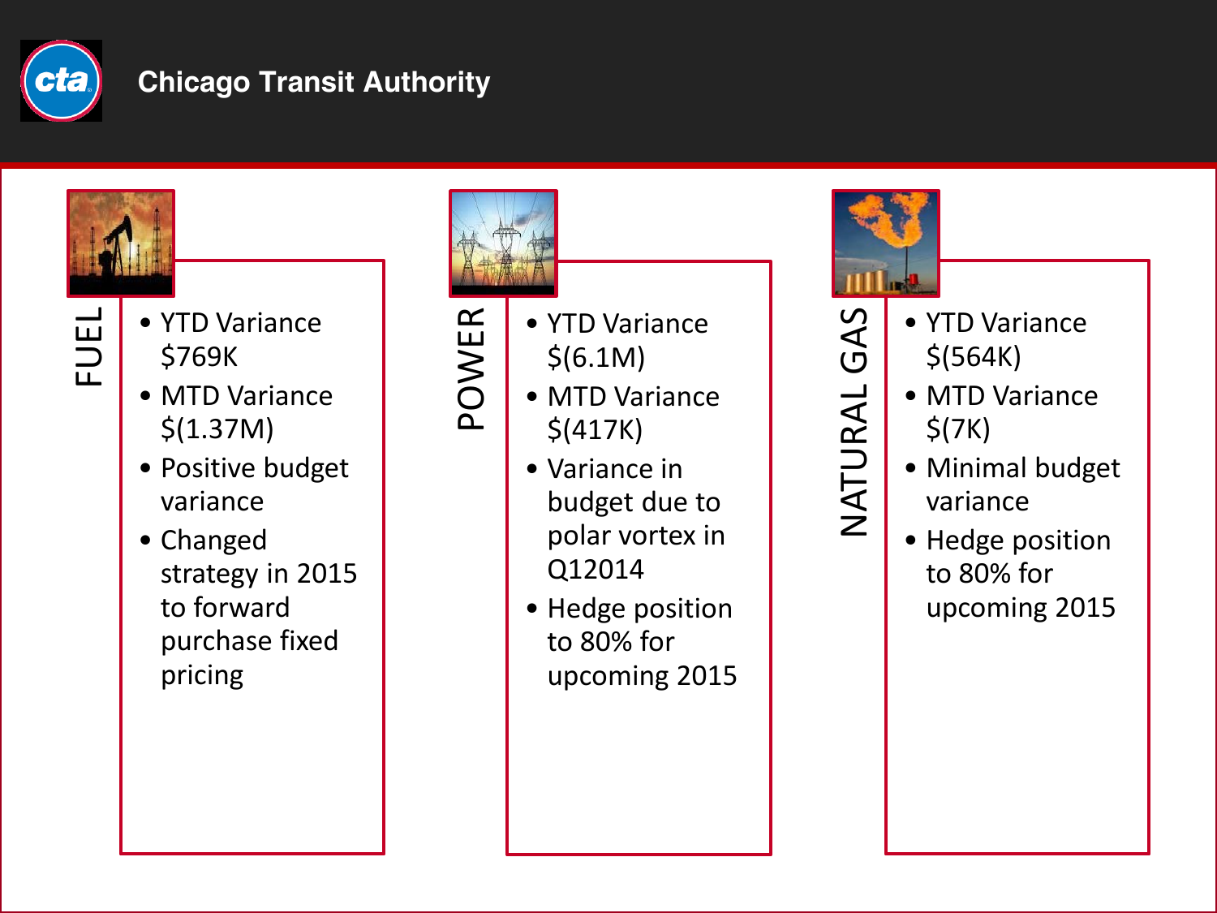Chicago Transit Authority

## FUEL

- YTD Variance $769K
- MTD Variance $(1.37M)
- Positive budget variance
- Changed strategy in 2015 to forward purchase fixed pricing

## POWER

- YTD Variance $(6.1M)
- MTD Variance $(417K)
- Variance in budget due to polar vortex in Q12014
- Hedge position to 80% for upcoming 2015

## NATURAL GAS

- YTD Variance $(564K)
- MTD Variance $(7K)
- Minimal budget variance
- Hedge position to 80% for upcoming 2015